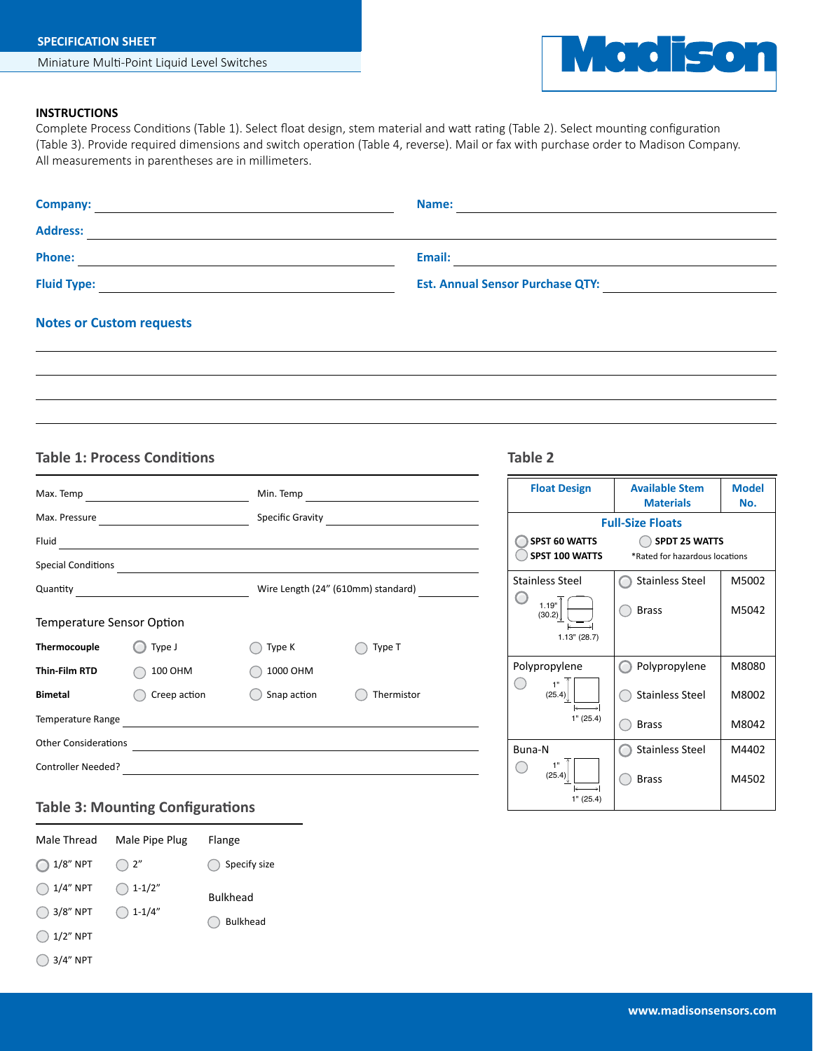SPECIFICATION SHEET

Miniature Multi-Point Liquid Level Switches

Madison

**INSTRUCTIONS**

Complete Process Conditions (Table 1). Select float design, stem material and watt rating (Table 2). Select mounting configuration (Table 3). Provide required dimensions and switch operation (Table 4, reverse). Mail or fax with purchase order to Madison Company. All measurements in parentheses are in millimeters.

**Company:** ____________________ **Name:** ____________________

**Address:** ____________________

**Phone:** ____________________ **Email:** ____________________

**Fluid Type:** ____________________ **Est. Annual Sensor Purchase QTY:** ____________________

**Notes or Custom requests**

____________________

____________________

____________________

____________________

## Table 1: Process Conditions

Max. Temp ____________________ Min. Temp ____________________

Max. Pressure ____________________ Specific Gravity ____________________

Fluid ____________________

Special Conditions ____________________

Quantity ____________________ Wire Length (24" (610mm) standard) ____________________

Temperature Sensor Option

| | | | |
|---|---|---|---|
| **Thermocouple** | ◯ Type J | ◯ Type K | ◯ Type T |
| **Thin-Film RTD** | ◯ 100 OHM | ◯ 1000 OHM | |
| **Bimetal** | ◯ Creep action | ◯ Snap action | ◯ Thermistor |

Temperature Range ____________________

Other Considerations ____________________

Controller Needed? ____________________

## Table 2

| Float Design | Available Stem Materials | Model No. |
|---|---|---|
| **Full-Size Floats** | | |
| ◯ **SPST 60 WATTS** ◯ **SPST 100 WATTS** | ◯ **SPDT 25 WATTS** *Rated for hazardous locations | |
| Stainless Steel ◯ 1.19" (30.2) × 1.13" (28.7) | ◯ Stainless Steel | M5002 |
| | ◯ Brass | M5042 |
| Polypropylene ◯ 1" (25.4) × 1" (25.4) | ◯ Polypropylene | M8080 |
| | ◯ Stainless Steel | M8002 |
| | ◯ Brass | M8042 |
| Buna-N ◯ 1" (25.4) × 1" (25.4) | ◯ Stainless Steel | M4402 |
| | ◯ Brass | M4502 |

## Table 3: Mounting Configurations

| Male Thread | Male Pipe Plug | Flange |
|---|---|---|
| ◯ 1/8" NPT | ◯ 2" | ◯ Specify size |
| ◯ 1/4" NPT | ◯ 1-1/2" | |
| ◯ 3/8" NPT | ◯ 1-1/4" | **Bulkhead** |
| ◯ 1/2" NPT | | ◯ Bulkhead |
| ◯ 3/4" NPT | | |

www.madisonsensors.com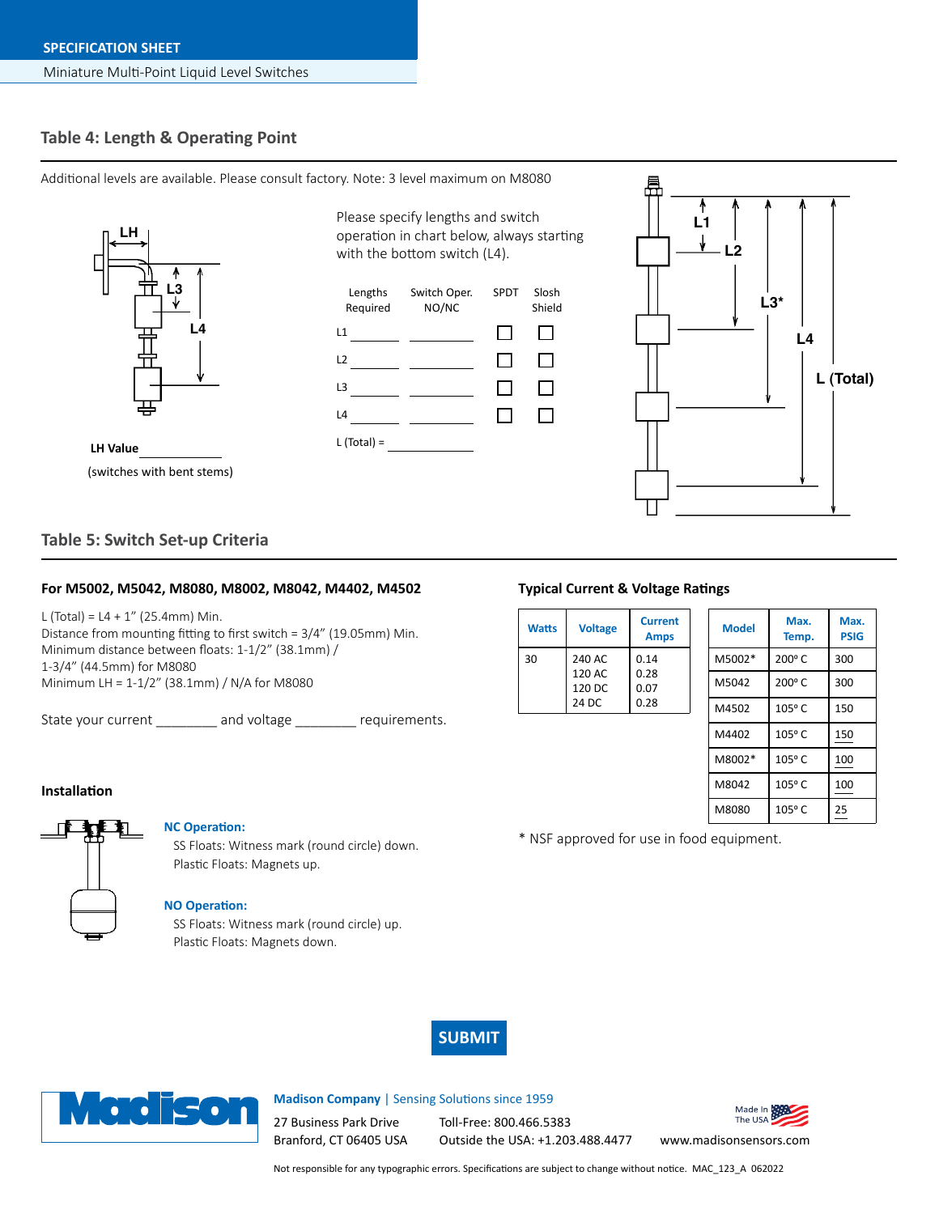## Table 4: Length & Operating Point

Additional levels are available. Please consult factory. Note: 3 level maximum on M8080

LH
L3
L4

**LH Value** ____________

(switches with bent stems)

Please specify lengths and switch operation in chart below, always starting with the bottom switch (L4).

| Lengths Required | Switch Oper. NO/NC | SPDT | Slosh Shield |
|---|---|---|---|
| L1 ________ | ________ | ☐ | ☐ |
| L2 ________ | ________ | ☐ | ☐ |
| L3 ________ | ________ | ☐ | ☐ |
| L4 ________ | ________ | ☐ | ☐ |

L (Total) = ____________

L1
L2
L3*
L4
L (Total)

## Table 5: Switch Set-up Criteria

### For M5002, M5042, M8080, M8002, M8042, M4402, M4502

L (Total) = L4 + 1" (25.4mm) Min.
Distance from mounting fitting to first switch = 3/4" (19.05mm) Min.
Minimum distance between floats: 1-1/2" (38.1mm) /
1-3/4" (44.5mm) for M8080
Minimum LH = 1-1/2" (38.1mm) / N/A for M8080

State your current ________ and voltage ________ requirements.

### Typical Current & Voltage Ratings

| Watts | Voltage | Current Amps |
|---|---|---|
| 30 | 240 AC<br>120 AC<br>120 DC<br>24 DC | 0.14<br>0.28<br>0.07<br>0.28 |

| Model | Max. Temp. | Max. PSIG |
|---|---|---|
| M5002* | 200° C | 300 |
| M5042 | 200° C | 300 |
| M4502 | 105° C | 150 |
| M4402 | 105° C | 150 |
| M8002* | 105° C | 100 |
| M8042 | 105° C | 100 |
| M8080 | 105° C | 25 |

* NSF approved for use in food equipment.

### Installation

**NC Operation:**
SS Floats: Witness mark (round circle) down.
Plastic Floats: Magnets up.

**NO Operation:**
SS Floats: Witness mark (round circle) up.
Plastic Floats: Magnets down.

**SUBMIT**

Madison

**Madison Company** | Sensing Solutions since 1959

27 Business Park Drive
Branford, CT 06405 USA

Toll-Free: 800.466.5383
Outside the USA: +1.203.488.4477

Made In The USA

www.madisonsensors.com

Not responsible for any typographic errors. Specifications are subject to change without notice. MAC_123_A 062022